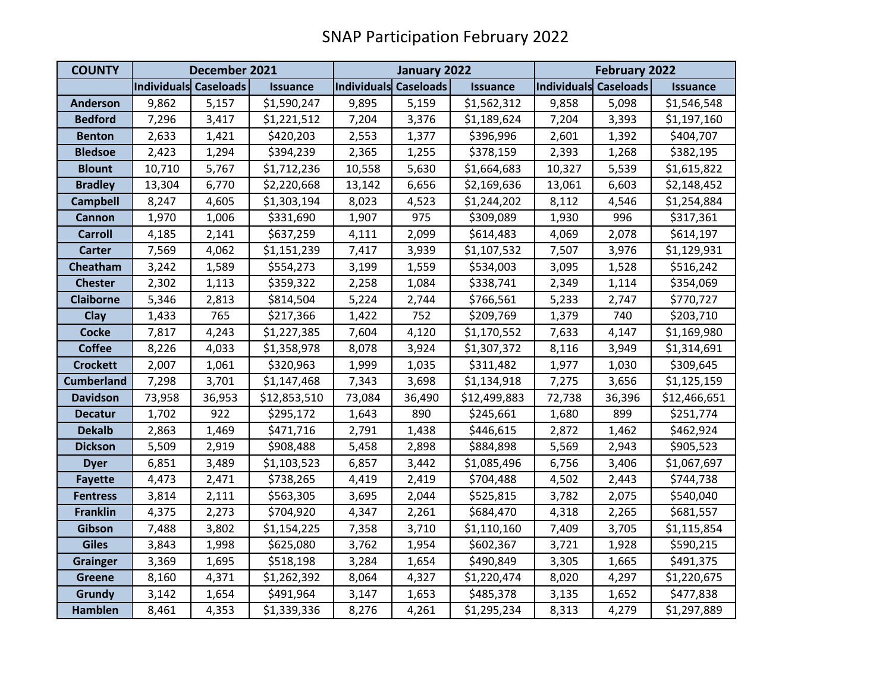# SNAP Participation February 2022

| COUNTY | December 2021 | | | January 2022 | | | February 2022 | | |
|---|---|---|---|---|---|---|---|---|---|
| | Individuals | Caseloads | Issuance | Individuals | Caseloads | Issuance | Individuals | Caseloads | Issuance |
| Anderson | 9,862 | 5,157 | $1,590,247 | 9,895 | 5,159 | $1,562,312 | 9,858 | 5,098 | $1,546,548 |
| Bedford | 7,296 | 3,417 | $1,221,512 | 7,204 | 3,376 | $1,189,624 | 7,204 | 3,393 | $1,197,160 |
| Benton | 2,633 | 1,421 | $420,203 | 2,553 | 1,377 | $396,996 | 2,601 | 1,392 | $404,707 |
| Bledsoe | 2,423 | 1,294 | $394,239 | 2,365 | 1,255 | $378,159 | 2,393 | 1,268 | $382,195 |
| Blount | 10,710 | 5,767 | $1,712,236 | 10,558 | 5,630 | $1,664,683 | 10,327 | 5,539 | $1,615,822 |
| Bradley | 13,304 | 6,770 | $2,220,668 | 13,142 | 6,656 | $2,169,636 | 13,061 | 6,603 | $2,148,452 |
| Campbell | 8,247 | 4,605 | $1,303,194 | 8,023 | 4,523 | $1,244,202 | 8,112 | 4,546 | $1,254,884 |
| Cannon | 1,970 | 1,006 | $331,690 | 1,907 | 975 | $309,089 | 1,930 | 996 | $317,361 |
| Carroll | 4,185 | 2,141 | $637,259 | 4,111 | 2,099 | $614,483 | 4,069 | 2,078 | $614,197 |
| Carter | 7,569 | 4,062 | $1,151,239 | 7,417 | 3,939 | $1,107,532 | 7,507 | 3,976 | $1,129,931 |
| Cheatham | 3,242 | 1,589 | $554,273 | 3,199 | 1,559 | $534,003 | 3,095 | 1,528 | $516,242 |
| Chester | 2,302 | 1,113 | $359,322 | 2,258 | 1,084 | $338,741 | 2,349 | 1,114 | $354,069 |
| Claiborne | 5,346 | 2,813 | $814,504 | 5,224 | 2,744 | $766,561 | 5,233 | 2,747 | $770,727 |
| Clay | 1,433 | 765 | $217,366 | 1,422 | 752 | $209,769 | 1,379 | 740 | $203,710 |
| Cocke | 7,817 | 4,243 | $1,227,385 | 7,604 | 4,120 | $1,170,552 | 7,633 | 4,147 | $1,169,980 |
| Coffee | 8,226 | 4,033 | $1,358,978 | 8,078 | 3,924 | $1,307,372 | 8,116 | 3,949 | $1,314,691 |
| Crockett | 2,007 | 1,061 | $320,963 | 1,999 | 1,035 | $311,482 | 1,977 | 1,030 | $309,645 |
| Cumberland | 7,298 | 3,701 | $1,147,468 | 7,343 | 3,698 | $1,134,918 | 7,275 | 3,656 | $1,125,159 |
| Davidson | 73,958 | 36,953 | $12,853,510 | 73,084 | 36,490 | $12,499,883 | 72,738 | 36,396 | $12,466,651 |
| Decatur | 1,702 | 922 | $295,172 | 1,643 | 890 | $245,661 | 1,680 | 899 | $251,774 |
| Dekalb | 2,863 | 1,469 | $471,716 | 2,791 | 1,438 | $446,615 | 2,872 | 1,462 | $462,924 |
| Dickson | 5,509 | 2,919 | $908,488 | 5,458 | 2,898 | $884,898 | 5,569 | 2,943 | $905,523 |
| Dyer | 6,851 | 3,489 | $1,103,523 | 6,857 | 3,442 | $1,085,496 | 6,756 | 3,406 | $1,067,697 |
| Fayette | 4,473 | 2,471 | $738,265 | 4,419 | 2,419 | $704,488 | 4,502 | 2,443 | $744,738 |
| Fentress | 3,814 | 2,111 | $563,305 | 3,695 | 2,044 | $525,815 | 3,782 | 2,075 | $540,040 |
| Franklin | 4,375 | 2,273 | $704,920 | 4,347 | 2,261 | $684,470 | 4,318 | 2,265 | $681,557 |
| Gibson | 7,488 | 3,802 | $1,154,225 | 7,358 | 3,710 | $1,110,160 | 7,409 | 3,705 | $1,115,854 |
| Giles | 3,843 | 1,998 | $625,080 | 3,762 | 1,954 | $602,367 | 3,721 | 1,928 | $590,215 |
| Grainger | 3,369 | 1,695 | $518,198 | 3,284 | 1,654 | $490,849 | 3,305 | 1,665 | $491,375 |
| Greene | 8,160 | 4,371 | $1,262,392 | 8,064 | 4,327 | $1,220,474 | 8,020 | 4,297 | $1,220,675 |
| Grundy | 3,142 | 1,654 | $491,964 | 3,147 | 1,653 | $485,378 | 3,135 | 1,652 | $477,838 |
| Hamblen | 8,461 | 4,353 | $1,339,336 | 8,276 | 4,261 | $1,295,234 | 8,313 | 4,279 | $1,297,889 |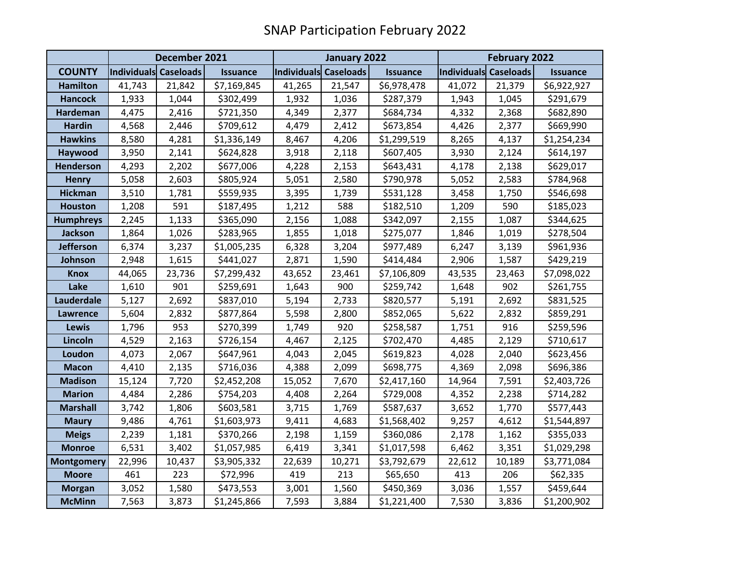# SNAP Participation February 2022

| | December 2021 | | | January 2022 | | | February 2022 | | |
|---|---|---|---|---|---|---|---|---|---|
| COUNTY | Individuals | Caseloads | Issuance | Individuals | Caseloads | Issuance | Individuals | Caseloads | Issuance |
| Hamilton | 41,743 | 21,842 | $7,169,845 | 41,265 | 21,547 | $6,978,478 | 41,072 | 21,379 | $6,922,927 |
| Hancock | 1,933 | 1,044 | $302,499 | 1,932 | 1,036 | $287,379 | 1,943 | 1,045 | $291,679 |
| Hardeman | 4,475 | 2,416 | $721,350 | 4,349 | 2,377 | $684,734 | 4,332 | 2,368 | $682,890 |
| Hardin | 4,568 | 2,446 | $709,612 | 4,479 | 2,412 | $673,854 | 4,426 | 2,377 | $669,990 |
| Hawkins | 8,580 | 4,281 | $1,336,149 | 8,467 | 4,206 | $1,299,519 | 8,265 | 4,137 | $1,254,234 |
| Haywood | 3,950 | 2,141 | $624,828 | 3,918 | 2,118 | $607,405 | 3,930 | 2,124 | $614,197 |
| Henderson | 4,293 | 2,202 | $677,006 | 4,228 | 2,153 | $643,431 | 4,178 | 2,138 | $629,017 |
| Henry | 5,058 | 2,603 | $805,924 | 5,051 | 2,580 | $790,978 | 5,052 | 2,583 | $784,968 |
| Hickman | 3,510 | 1,781 | $559,935 | 3,395 | 1,739 | $531,128 | 3,458 | 1,750 | $546,698 |
| Houston | 1,208 | 591 | $187,495 | 1,212 | 588 | $182,510 | 1,209 | 590 | $185,023 |
| Humphreys | 2,245 | 1,133 | $365,090 | 2,156 | 1,088 | $342,097 | 2,155 | 1,087 | $344,625 |
| Jackson | 1,864 | 1,026 | $283,965 | 1,855 | 1,018 | $275,077 | 1,846 | 1,019 | $278,504 |
| Jefferson | 6,374 | 3,237 | $1,005,235 | 6,328 | 3,204 | $977,489 | 6,247 | 3,139 | $961,936 |
| Johnson | 2,948 | 1,615 | $441,027 | 2,871 | 1,590 | $414,484 | 2,906 | 1,587 | $429,219 |
| Knox | 44,065 | 23,736 | $7,299,432 | 43,652 | 23,461 | $7,106,809 | 43,535 | 23,463 | $7,098,022 |
| Lake | 1,610 | 901 | $259,691 | 1,643 | 900 | $259,742 | 1,648 | 902 | $261,755 |
| Lauderdale | 5,127 | 2,692 | $837,010 | 5,194 | 2,733 | $820,577 | 5,191 | 2,692 | $831,525 |
| Lawrence | 5,604 | 2,832 | $877,864 | 5,598 | 2,800 | $852,065 | 5,622 | 2,832 | $859,291 |
| Lewis | 1,796 | 953 | $270,399 | 1,749 | 920 | $258,587 | 1,751 | 916 | $259,596 |
| Lincoln | 4,529 | 2,163 | $726,154 | 4,467 | 2,125 | $702,470 | 4,485 | 2,129 | $710,617 |
| Loudon | 4,073 | 2,067 | $647,961 | 4,043 | 2,045 | $619,823 | 4,028 | 2,040 | $623,456 |
| Macon | 4,410 | 2,135 | $716,036 | 4,388 | 2,099 | $698,775 | 4,369 | 2,098 | $696,386 |
| Madison | 15,124 | 7,720 | $2,452,208 | 15,052 | 7,670 | $2,417,160 | 14,964 | 7,591 | $2,403,726 |
| Marion | 4,484 | 2,286 | $754,203 | 4,408 | 2,264 | $729,008 | 4,352 | 2,238 | $714,282 |
| Marshall | 3,742 | 1,806 | $603,581 | 3,715 | 1,769 | $587,637 | 3,652 | 1,770 | $577,443 |
| Maury | 9,486 | 4,761 | $1,603,973 | 9,411 | 4,683 | $1,568,402 | 9,257 | 4,612 | $1,544,897 |
| Meigs | 2,239 | 1,181 | $370,266 | 2,198 | 1,159 | $360,086 | 2,178 | 1,162 | $355,033 |
| Monroe | 6,531 | 3,402 | $1,057,985 | 6,419 | 3,341 | $1,017,598 | 6,462 | 3,351 | $1,029,298 |
| Montgomery | 22,996 | 10,437 | $3,905,332 | 22,639 | 10,271 | $3,792,679 | 22,612 | 10,189 | $3,771,084 |
| Moore | 461 | 223 | $72,996 | 419 | 213 | $65,650 | 413 | 206 | $62,335 |
| Morgan | 3,052 | 1,580 | $473,553 | 3,001 | 1,560 | $450,369 | 3,036 | 1,557 | $459,644 |
| McMinn | 7,563 | 3,873 | $1,245,866 | 7,593 | 3,884 | $1,221,400 | 7,530 | 3,836 | $1,200,902 |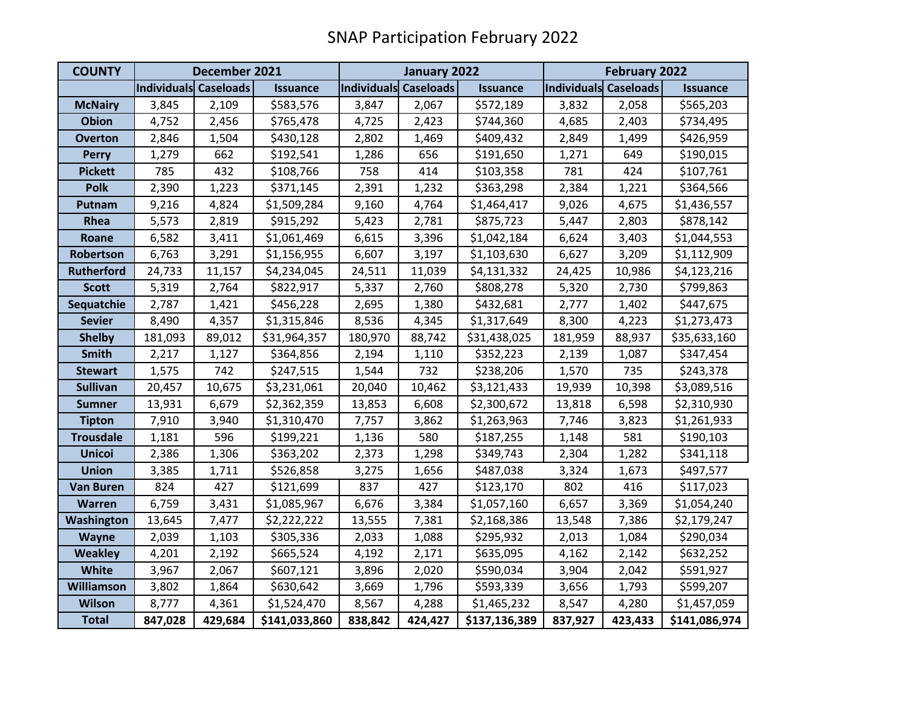# SNAP Participation February 2022

| COUNTY | December 2021 | | | January 2022 | | | February 2022 | | |
|---|---|---|---|---|---|---|---|---|---|
| | Individuals | Caseloads | Issuance | Individuals | Caseloads | Issuance | Individuals | Caseloads | Issuance |
| McNairy | 3,845 | 2,109 | $583,576 | 3,847 | 2,067 | $572,189 | 3,832 | 2,058 | $565,203 |
| Obion | 4,752 | 2,456 | $765,478 | 4,725 | 2,423 | $744,360 | 4,685 | 2,403 | $734,495 |
| Overton | 2,846 | 1,504 | $430,128 | 2,802 | 1,469 | $409,432 | 2,849 | 1,499 | $426,959 |
| Perry | 1,279 | 662 | $192,541 | 1,286 | 656 | $191,650 | 1,271 | 649 | $190,015 |
| Pickett | 785 | 432 | $108,766 | 758 | 414 | $103,358 | 781 | 424 | $107,761 |
| Polk | 2,390 | 1,223 | $371,145 | 2,391 | 1,232 | $363,298 | 2,384 | 1,221 | $364,566 |
| Putnam | 9,216 | 4,824 | $1,509,284 | 9,160 | 4,764 | $1,464,417 | 9,026 | 4,675 | $1,436,557 |
| Rhea | 5,573 | 2,819 | $915,292 | 5,423 | 2,781 | $875,723 | 5,447 | 2,803 | $878,142 |
| Roane | 6,582 | 3,411 | $1,061,469 | 6,615 | 3,396 | $1,042,184 | 6,624 | 3,403 | $1,044,553 |
| Robertson | 6,763 | 3,291 | $1,156,955 | 6,607 | 3,197 | $1,103,630 | 6,627 | 3,209 | $1,112,909 |
| Rutherford | 24,733 | 11,157 | $4,234,045 | 24,511 | 11,039 | $4,131,332 | 24,425 | 10,986 | $4,123,216 |
| Scott | 5,319 | 2,764 | $822,917 | 5,337 | 2,760 | $808,278 | 5,320 | 2,730 | $799,863 |
| Sequatchie | 2,787 | 1,421 | $456,228 | 2,695 | 1,380 | $432,681 | 2,777 | 1,402 | $447,675 |
| Sevier | 8,490 | 4,357 | $1,315,846 | 8,536 | 4,345 | $1,317,649 | 8,300 | 4,223 | $1,273,473 |
| Shelby | 181,093 | 89,012 | $31,964,357 | 180,970 | 88,742 | $31,438,025 | 181,959 | 88,937 | $35,633,160 |
| Smith | 2,217 | 1,127 | $364,856 | 2,194 | 1,110 | $352,223 | 2,139 | 1,087 | $347,454 |
| Stewart | 1,575 | 742 | $247,515 | 1,544 | 732 | $238,206 | 1,570 | 735 | $243,378 |
| Sullivan | 20,457 | 10,675 | $3,231,061 | 20,040 | 10,462 | $3,121,433 | 19,939 | 10,398 | $3,089,516 |
| Sumner | 13,931 | 6,679 | $2,362,359 | 13,853 | 6,608 | $2,300,672 | 13,818 | 6,598 | $2,310,930 |
| Tipton | 7,910 | 3,940 | $1,310,470 | 7,757 | 3,862 | $1,263,963 | 7,746 | 3,823 | $1,261,933 |
| Trousdale | 1,181 | 596 | $199,221 | 1,136 | 580 | $187,255 | 1,148 | 581 | $190,103 |
| Unicoi | 2,386 | 1,306 | $363,202 | 2,373 | 1,298 | $349,743 | 2,304 | 1,282 | $341,118 |
| Union | 3,385 | 1,711 | $526,858 | 3,275 | 1,656 | $487,038 | 3,324 | 1,673 | $497,577 |
| Van Buren | 824 | 427 | $121,699 | 837 | 427 | $123,170 | 802 | 416 | $117,023 |
| Warren | 6,759 | 3,431 | $1,085,967 | 6,676 | 3,384 | $1,057,160 | 6,657 | 3,369 | $1,054,240 |
| Washington | 13,645 | 7,477 | $2,222,222 | 13,555 | 7,381 | $2,168,386 | 13,548 | 7,386 | $2,179,247 |
| Wayne | 2,039 | 1,103 | $305,336 | 2,033 | 1,088 | $295,932 | 2,013 | 1,084 | $290,034 |
| Weakley | 4,201 | 2,192 | $665,524 | 4,192 | 2,171 | $635,095 | 4,162 | 2,142 | $632,252 |
| White | 3,967 | 2,067 | $607,121 | 3,896 | 2,020 | $590,034 | 3,904 | 2,042 | $591,927 |
| Williamson | 3,802 | 1,864 | $630,642 | 3,669 | 1,796 | $593,339 | 3,656 | 1,793 | $599,207 |
| Wilson | 8,777 | 4,361 | $1,524,470 | 8,567 | 4,288 | $1,465,232 | 8,547 | 4,280 | $1,457,059 |
| **Total** | **847,028** | **429,684** | **$141,033,860** | **838,842** | **424,427** | **$137,136,389** | **837,927** | **423,433** | **$141,086,974** |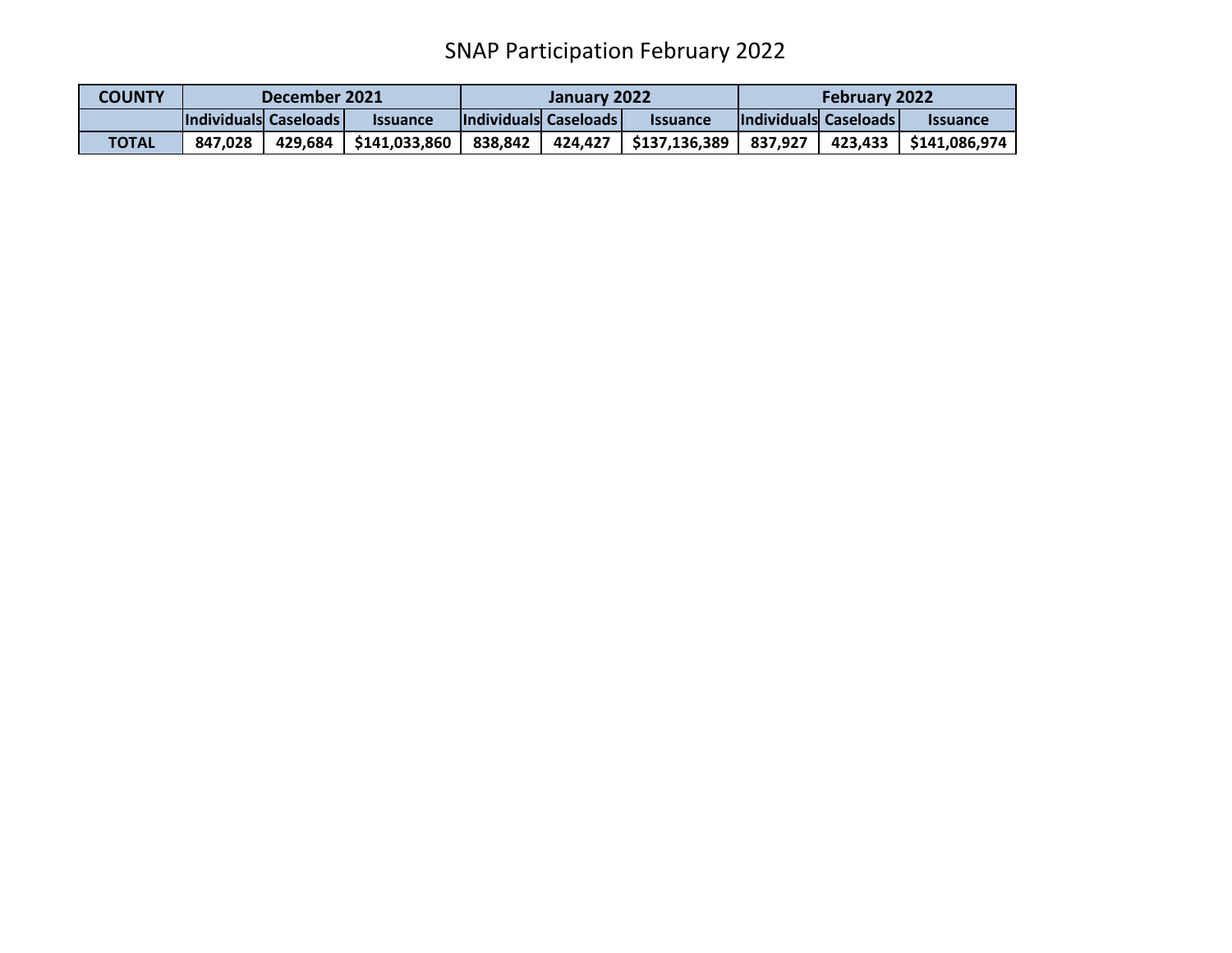# SNAP Participation February 2022

| COUNTY | December 2021 | | | January 2022 | | | February 2022 | | |
|---|---|---|---|---|---|---|---|---|---|
| | Individuals | Caseloads | Issuance | Individuals | Caseloads | Issuance | Individuals | Caseloads | Issuance |
| **TOTAL** | **847,028** | **429,684** | **$141,033,860** | **838,842** | **424,427** | **$137,136,389** | **837,927** | **423,433** | **$141,086,974** |